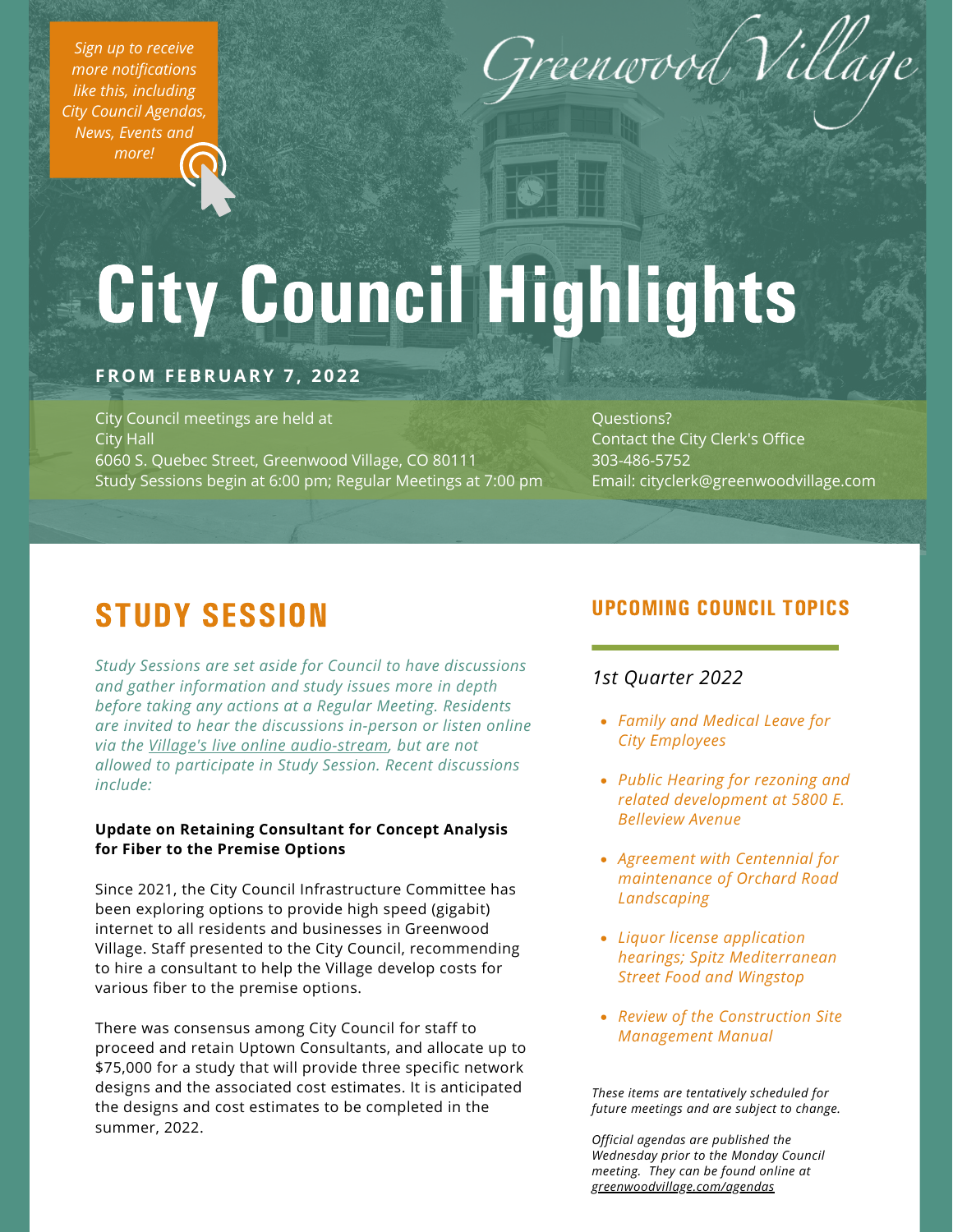*Sign up to receive more notifications like this, including City Council Agendas, News, Events and more!*

Greenwood Village

# City Council Highlights

**FROM FEBRUARY 7, 2022**

City Council meetings are held at
City Hall
6060 S. Quebec Street, Greenwood Village, CO 80111
Study Sessions begin at 6:00 pm; Regular Meetings at 7:00 pm

Questions?
Contact the City Clerk's Office
303-486-5752
Email: cityclerk@greenwoodvillage.com

## STUDY SESSION

*Study Sessions are set aside for Council to have discussions and gather information and study issues more in depth before taking any actions at a Regular Meeting. Residents are invited to hear the discussions in-person or listen online via the Village's live online audio-stream, but are not allowed to participate in Study Session. Recent discussions include:*

**Update on Retaining Consultant for Concept Analysis for Fiber to the Premise Options**

Since 2021, the City Council Infrastructure Committee has been exploring options to provide high speed (gigabit) internet to all residents and businesses in Greenwood Village. Staff presented to the City Council, recommending to hire a consultant to help the Village develop costs for various fiber to the premise options.

There was consensus among City Council for staff to proceed and retain Uptown Consultants, and allocate up to $75,000 for a study that will provide three specific network designs and the associated cost estimates. It is anticipated the designs and cost estimates to be completed in the summer, 2022.

## UPCOMING COUNCIL TOPICS

*1st Quarter 2022*

- *Family and Medical Leave for City Employees*
- *Public Hearing for rezoning and related development at 5800 E. Belleview Avenue*
- *Agreement with Centennial for maintenance of Orchard Road Landscaping*
- *Liquor license application hearings; Spitz Mediterranean Street Food and Wingstop*
- *Review of the Construction Site Management Manual*

*These items are tentatively scheduled for future meetings and are subject to change.*

*Official agendas are published the Wednesday prior to the Monday Council meeting. They can be found online at greenwoodvillage.com/agendas*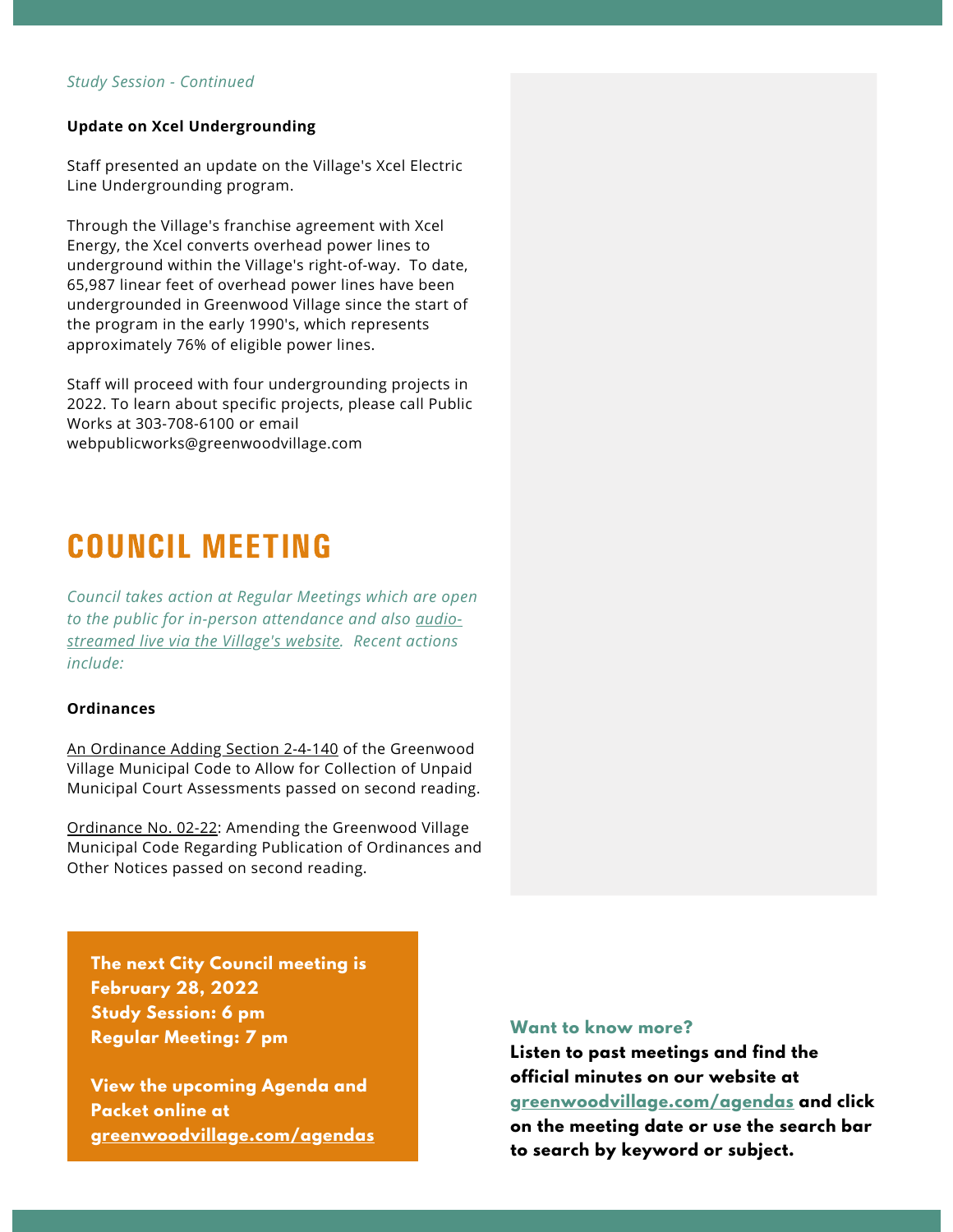*Study Session - Continued*

**Update on Xcel Undergrounding**

Staff presented an update on the Village's Xcel Electric Line Undergrounding program.

Through the Village's franchise agreement with Xcel Energy, the Xcel converts overhead power lines to underground within the Village's right-of-way. To date, 65,987 linear feet of overhead power lines have been undergrounded in Greenwood Village since the start of the program in the early 1990's, which represents approximately 76% of eligible power lines.

Staff will proceed with four undergrounding projects in 2022. To learn about specific projects, please call Public Works at 303-708-6100 or email webpublicworks@greenwoodvillage.com

# COUNCIL MEETING

*Council takes action at Regular Meetings which are open to the public for in-person attendance and also audio-streamed live via the Village's website. Recent actions include:*

**Ordinances**

An Ordinance Adding Section 2-4-140 of the Greenwood Village Municipal Code to Allow for Collection of Unpaid Municipal Court Assessments passed on second reading.

Ordinance No. 02-22: Amending the Greenwood Village Municipal Code Regarding Publication of Ordinances and Other Notices passed on second reading.

**The next City Council meeting is February 28, 2022**
**Study Session: 6 pm**
**Regular Meeting: 7 pm**

**View the upcoming Agenda and Packet online at greenwoodvillage.com/agendas**

**Want to know more?**

**Listen to past meetings and find the official minutes on our website at greenwoodvillage.com/agendas and click on the meeting date or use the search bar to search by keyword or subject.**